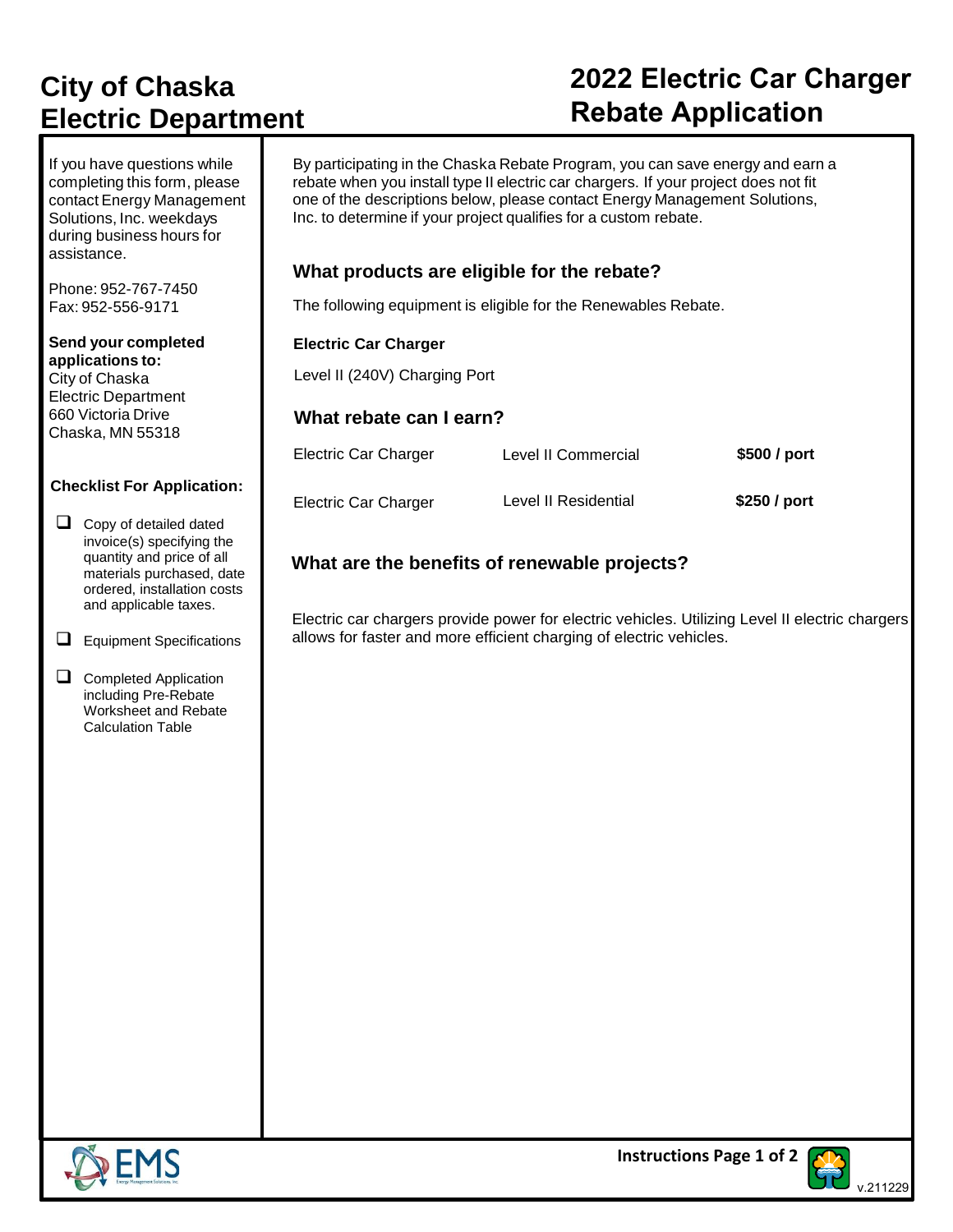# City of Chaska Electric Department

# 2022 Electric Car Charger Rebate Application

If you have questions while completing this form, please contact Energy Management Solutions, Inc. weekdays during business hours for assistance.

Phone: 952-767-7450
Fax: 952-556-9171

**Send your completed applications to:**
City of Chaska
Electric Department
660 Victoria Drive
Chaska, MN 55318

**Checklist For Application:**

- ☐ Copy of detailed dated invoice(s) specifying the quantity and price of all materials purchased, date ordered, installation costs and applicable taxes.
- ☐ Equipment Specifications
- ☐ Completed Application including Pre-Rebate Worksheet and Rebate Calculation Table

By participating in the Chaska Rebate Program, you can save energy and earn a rebate when you install type II electric car chargers. If your project does not fit one of the descriptions below, please contact Energy Management Solutions, Inc. to determine if your project qualifies for a custom rebate.

## What products are eligible for the rebate?

The following equipment is eligible for the Renewables Rebate.

**Electric Car Charger**

Level II (240V) Charging Port

## What rebate can I earn?

| | | |
|---|---|---|
| Electric Car Charger | Level II Commercial | **$500 / port** |
| Electric Car Charger | Level II Residential | **$250 / port** |

## What are the benefits of renewable projects?

Electric car chargers provide power for electric vehicles. Utilizing Level II electric chargers allows for faster and more efficient charging of electric vehicles.

v.211229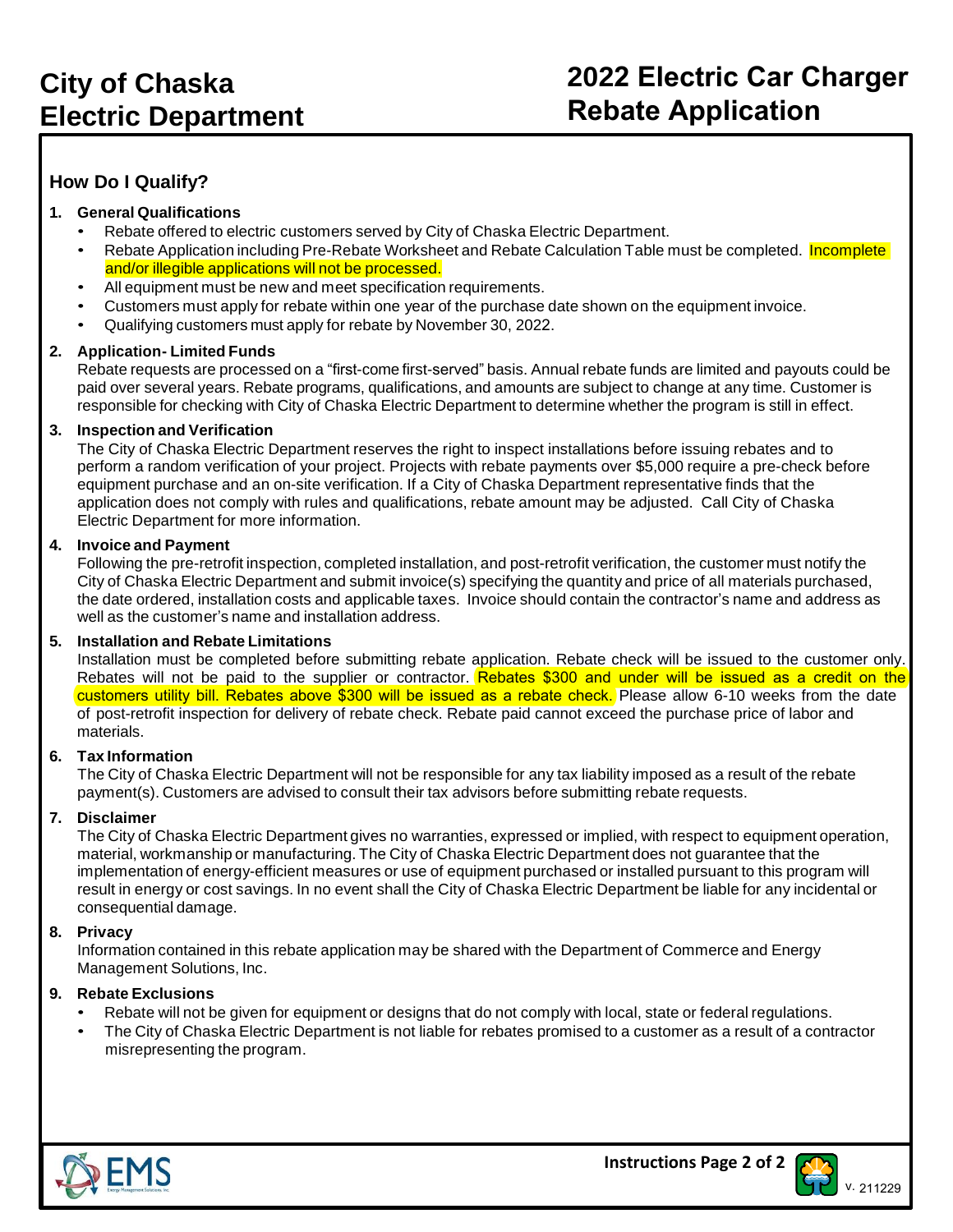# City of Chaska Electric Department

# 2022 Electric Car Charger Rebate Application

## How Do I Qualify?

1. **General Qualifications**
   - Rebate offered to electric customers served by City of Chaska Electric Department.
   - Rebate Application including Pre-Rebate Worksheet and Rebate Calculation Table must be completed. Incomplete and/or illegible applications will not be processed.
   - All equipment must be new and meet specification requirements.
   - Customers must apply for rebate within one year of the purchase date shown on the equipment invoice.
   - Qualifying customers must apply for rebate by November 30, 2022.

2. **Application- Limited Funds**
   Rebate requests are processed on a "first-come first-served" basis. Annual rebate funds are limited and payouts could be paid over several years. Rebate programs, qualifications, and amounts are subject to change at any time. Customer is responsible for checking with City of Chaska Electric Department to determine whether the program is still in effect.

3. **Inspection and Verification**
   The City of Chaska Electric Department reserves the right to inspect installations before issuing rebates and to perform a random verification of your project. Projects with rebate payments over $5,000 require a pre-check before equipment purchase and an on-site verification. If a City of Chaska Department representative finds that the application does not comply with rules and qualifications, rebate amount may be adjusted. Call City of Chaska Electric Department for more information.

4. **Invoice and Payment**
   Following the pre-retrofit inspection, completed installation, and post-retrofit verification, the customer must notify the City of Chaska Electric Department and submit invoice(s) specifying the quantity and price of all materials purchased, the date ordered, installation costs and applicable taxes. Invoice should contain the contractor's name and address as well as the customer's name and installation address.

5. **Installation and Rebate Limitations**
   Installation must be completed before submitting rebate application. Rebate check will be issued to the customer only. Rebates will not be paid to the supplier or contractor. Rebates $300 and under will be issued as a credit on the customers utility bill. Rebates above $300 will be issued as a rebate check. Please allow 6-10 weeks from the date of post-retrofit inspection for delivery of rebate check. Rebate paid cannot exceed the purchase price of labor and materials.

6. **Tax Information**
   The City of Chaska Electric Department will not be responsible for any tax liability imposed as a result of the rebate payment(s). Customers are advised to consult their tax advisors before submitting rebate requests.

7. **Disclaimer**
   The City of Chaska Electric Department gives no warranties, expressed or implied, with respect to equipment operation, material, workmanship or manufacturing. The City of Chaska Electric Department does not guarantee that the implementation of energy-efficient measures or use of equipment purchased or installed pursuant to this program will result in energy or cost savings. In no event shall the City of Chaska Electric Department be liable for any incidental or consequential damage.

8. **Privacy**
   Information contained in this rebate application may be shared with the Department of Commerce and Energy Management Solutions, Inc.

9. **Rebate Exclusions**
   - Rebate will not be given for equipment or designs that do not comply with local, state or federal regulations.
   - The City of Chaska Electric Department is not liable for rebates promised to a customer as a result of a contractor misrepresenting the program.

v. 211229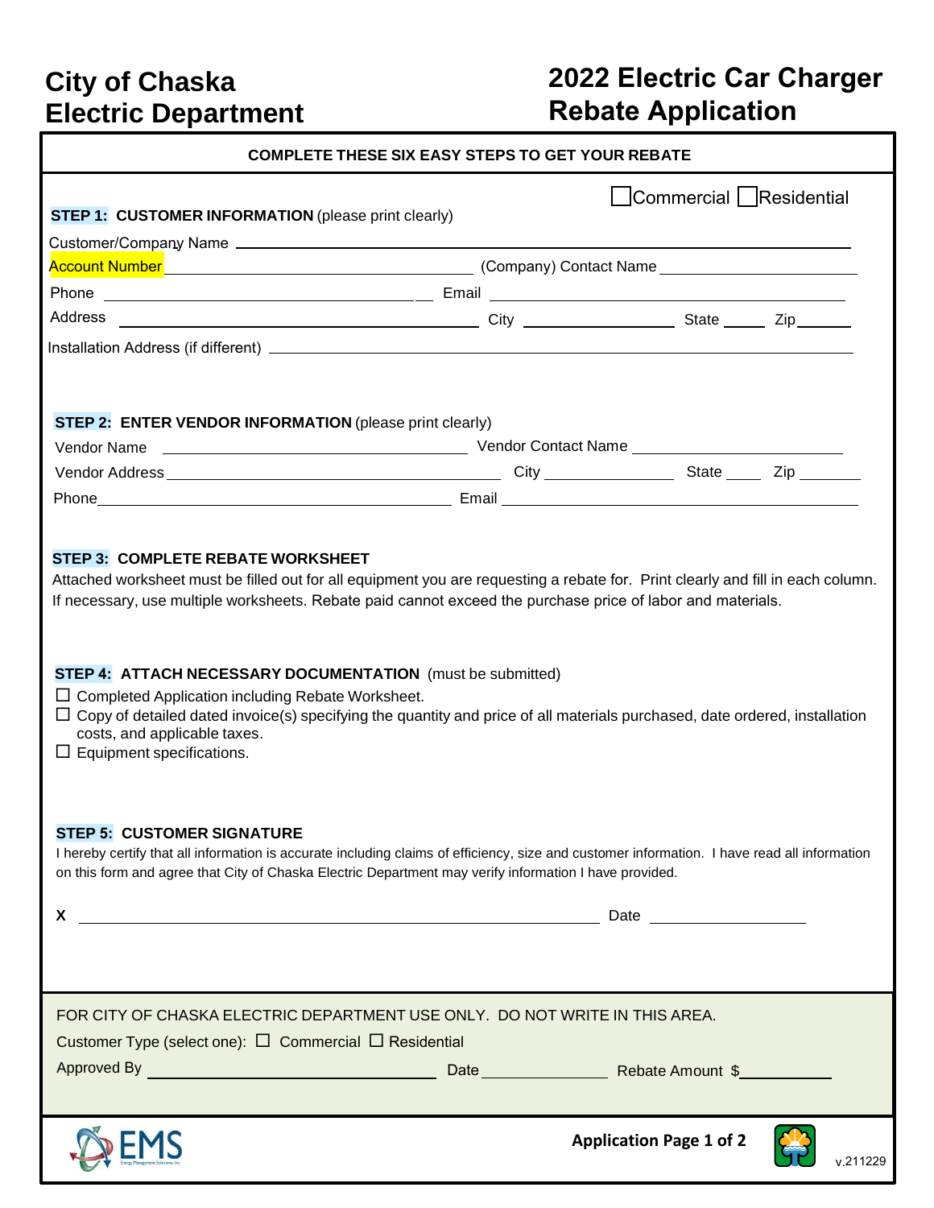# City of Chaska Electric Department

# 2022 Electric Car Charger Rebate Application

**COMPLETE THESE SIX EASY STEPS TO GET YOUR REBATE**

☐ Commercial ☐ Residential

**STEP 1: CUSTOMER INFORMATION** (please print clearly)

Customer/Company Name \_\_\_\_\_\_\_\_\_\_\_\_\_\_\_\_\_\_\_\_\_\_\_\_\_\_\_\_\_\_\_\_\_\_\_\_\_\_\_\_

Account Number \_\_\_\_\_\_\_\_\_\_\_\_\_\_\_\_\_\_\_\_ (Company) Contact Name \_\_\_\_\_\_\_\_\_\_\_\_\_\_\_\_\_\_\_\_

Phone \_\_\_\_\_\_\_\_\_\_\_\_\_\_\_\_\_\_\_\_ Email \_\_\_\_\_\_\_\_\_\_\_\_\_\_\_\_\_\_\_\_

Address \_\_\_\_\_\_\_\_\_\_\_\_\_\_\_\_\_\_\_\_ City \_\_\_\_\_\_\_\_\_\_ State \_\_\_\_\_ Zip \_\_\_\_\_

Installation Address (if different) \_\_\_\_\_\_\_\_\_\_\_\_\_\_\_\_\_\_\_\_\_\_\_\_\_\_\_\_\_\_\_\_\_\_\_\_\_\_\_\_

**STEP 2: ENTER VENDOR INFORMATION** (please print clearly)

Vendor Name \_\_\_\_\_\_\_\_\_\_\_\_\_\_\_\_\_\_\_\_ Vendor Contact Name \_\_\_\_\_\_\_\_\_\_\_\_\_\_\_\_\_\_\_\_

Vendor Address \_\_\_\_\_\_\_\_\_\_\_\_\_\_\_\_\_\_\_\_ City \_\_\_\_\_\_\_\_\_\_ State \_\_\_\_\_ Zip \_\_\_\_\_

Phone \_\_\_\_\_\_\_\_\_\_\_\_\_\_\_\_\_\_\_\_ Email \_\_\_\_\_\_\_\_\_\_\_\_\_\_\_\_\_\_\_\_

**STEP 3: COMPLETE REBATE WORKSHEET**

Attached worksheet must be filled out for all equipment you are requesting a rebate for. Print clearly and fill in each column. If necessary, use multiple worksheets. Rebate paid cannot exceed the purchase price of labor and materials.

**STEP 4: ATTACH NECESSARY DOCUMENTATION** (must be submitted)

- ☐ Completed Application including Rebate Worksheet.
- ☐ Copy of detailed dated invoice(s) specifying the quantity and price of all materials purchased, date ordered, installation costs, and applicable taxes.
- ☐ Equipment specifications.

**STEP 5: CUSTOMER SIGNATURE**

I hereby certify that all information is accurate including claims of efficiency, size and customer information. I have read all information on this form and agree that City of Chaska Electric Department may verify information I have provided.

**X** \_\_\_\_\_\_\_\_\_\_\_\_\_\_\_\_\_\_\_\_\_\_\_\_\_\_\_\_\_\_\_\_\_\_\_\_\_\_\_\_ Date \_\_\_\_\_\_\_\_\_\_\_\_\_\_\_\_\_\_\_\_

FOR CITY OF CHASKA ELECTRIC DEPARTMENT USE ONLY. DO NOT WRITE IN THIS AREA.

Customer Type (select one): ☐ Commercial ☐ Residential

Approved By \_\_\_\_\_\_\_\_\_\_\_\_\_\_\_\_\_\_\_\_ Date \_\_\_\_\_\_\_\_\_\_ Rebate Amount $\_\_\_\_\_\_\_\_\_\_

EMS

Application Page 1 of 2

v.211229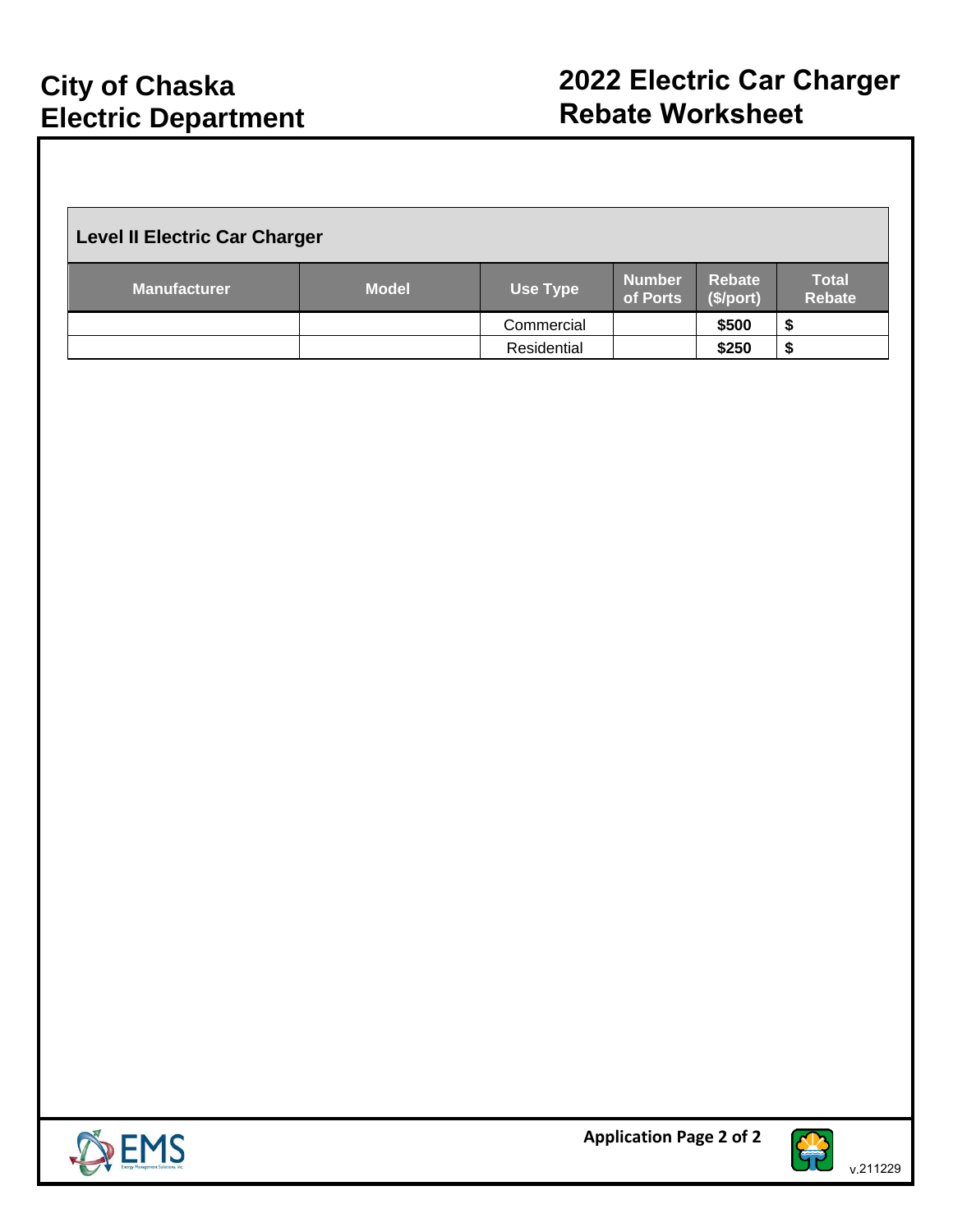# City of Chaska Electric Department

# 2022 Electric Car Charger Rebate Worksheet

## Level II Electric Car Charger

| Manufacturer | Model | Use Type | Number of Ports | Rebate ($/port) | Total Rebate |
|---|---|---|---|---|---|
| | | Commercial | | **$500** | **$** |
| | | Residential | | **$250** | **$** |

**Application Page 2 of 2**

v.211229